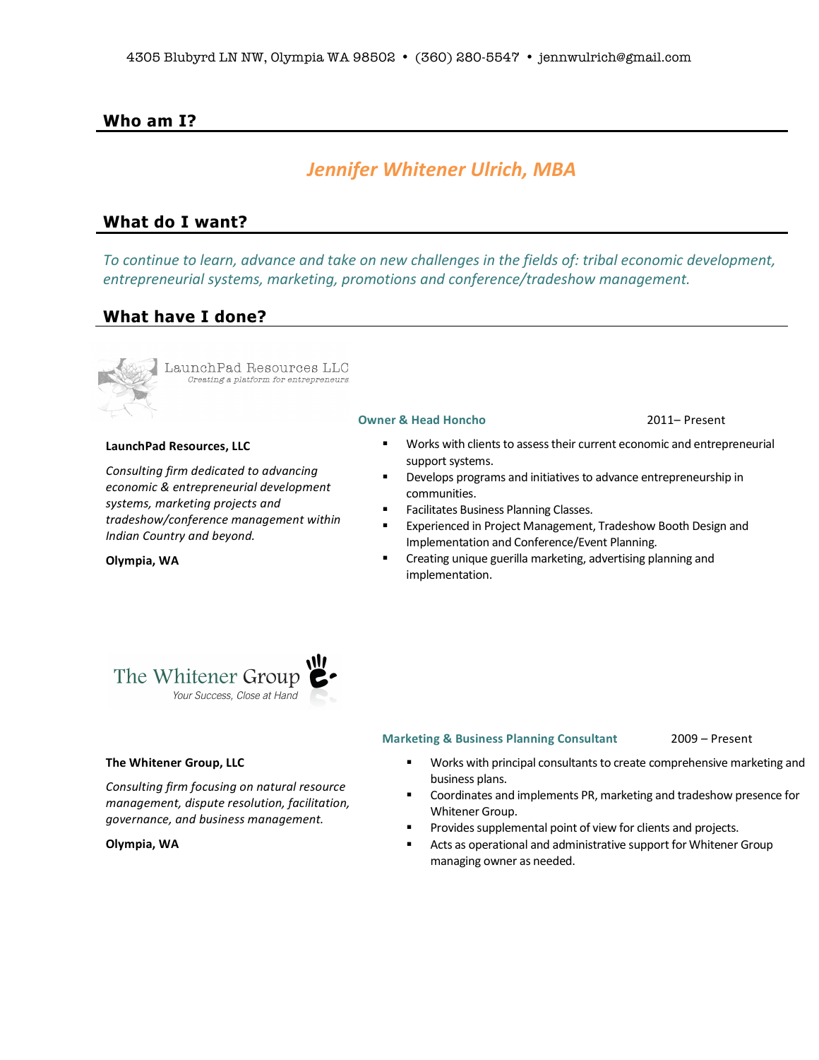4305 Blubyrd LN NW, Olympia WA 98502 • (360) 280-5547 • jennwulrich@gmail.com

## Who am I?

*Jennifer Whitener Ulrich, MBA*

## What do I want?

*To continue to learn, advance and take on new challenges in the fields of: tribal economic development, entrepreneurial systems, marketing, promotions and conference/tradeshow management.*

## What have I done?

LaunchPad Resources LLC
*Creating a platform for entrepreneurs*

**LaunchPad Resources, LLC**

*Consulting firm dedicated to advancing economic & entrepreneurial development systems, marketing projects and tradeshow/conference management within Indian Country and beyond.*

**Olympia, WA**

**Owner & Head Honcho** — 2011– Present

- Works with clients to assess their current economic and entrepreneurial support systems.
- Develops programs and initiatives to advance entrepreneurship in communities.
- Facilitates Business Planning Classes.
- Experienced in Project Management, Tradeshow Booth Design and Implementation and Conference/Event Planning.
- Creating unique guerilla marketing, advertising planning and implementation.

The Whitener Group
*Your Success, Close at Hand*

**The Whitener Group, LLC**

*Consulting firm focusing on natural resource management, dispute resolution, facilitation, governance, and business management.*

**Olympia, WA**

**Marketing & Business Planning Consultant** — 2009 – Present

- Works with principal consultants to create comprehensive marketing and business plans.
- Coordinates and implements PR, marketing and tradeshow presence for Whitener Group.
- Provides supplemental point of view for clients and projects.
- Acts as operational and administrative support for Whitener Group managing owner as needed.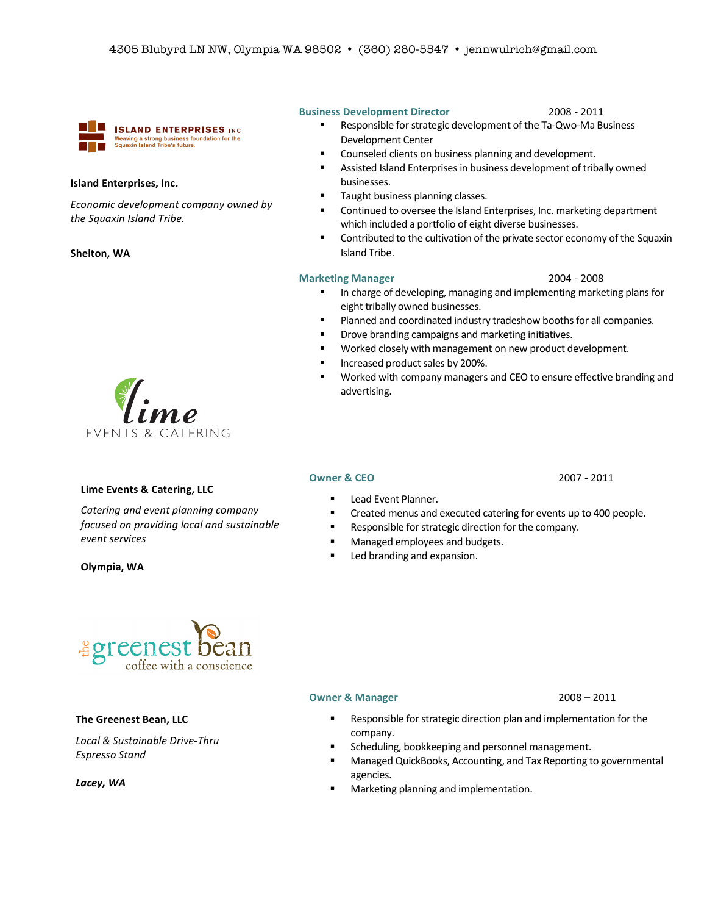4305 Blubyrd LN NW, Olympia WA 98502 • (360) 280-5547 • jennwulrich@gmail.com

ISLAND ENTERPRISES INC
Weaving a strong business foundation for the Squaxin Island Tribe's future.

**Island Enterprises, Inc.**

*Economic development company owned by the Squaxin Island Tribe.*

**Shelton, WA**

### Business Development Director — 2008 - 2011

- Responsible for strategic development of the Ta-Qwo-Ma Business Development Center
- Counseled clients on business planning and development.
- Assisted Island Enterprises in business development of tribally owned businesses.
- Taught business planning classes.
- Continued to oversee the Island Enterprises, Inc. marketing department which included a portfolio of eight diverse businesses.
- Contributed to the cultivation of the private sector economy of the Squaxin Island Tribe.

### Marketing Manager — 2004 - 2008

- In charge of developing, managing and implementing marketing plans for eight tribally owned businesses.
- Planned and coordinated industry tradeshow booths for all companies.
- Drove branding campaigns and marketing initiatives.
- Worked closely with management on new product development.
- Increased product sales by 200%.
- Worked with company managers and CEO to ensure effective branding and advertising.

lime EVENTS & CATERING

**Lime Events & Catering, LLC**

*Catering and event planning company focused on providing local and sustainable event services*

**Olympia, WA**

### Owner & CEO — 2007 - 2011

- Lead Event Planner.
- Created menus and executed catering for events up to 400 people.
- Responsible for strategic direction for the company.
- Managed employees and budgets.
- Led branding and expansion.

the greenest bean coffee with a conscience

**The Greenest Bean, LLC**

*Local & Sustainable Drive-Thru Espresso Stand*

***Lacey, WA***

### Owner & Manager — 2008 – 2011

- Responsible for strategic direction plan and implementation for the company.
- Scheduling, bookkeeping and personnel management.
- Managed QuickBooks, Accounting, and Tax Reporting to governmental agencies.
- Marketing planning and implementation.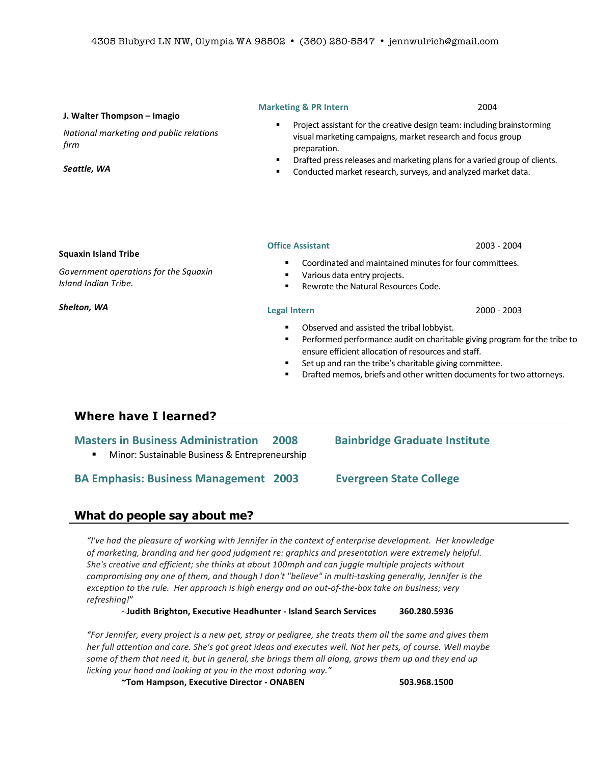4305 Blubyrd LN NW, Olympia WA 98502 • (360) 280-5547 • jennwulrich@gmail.com

**J. Walter Thompson – Imagio**

*National marketing and public relations firm*

***Seattle, WA***

**Marketing & PR Intern** 2004

- Project assistant for the creative design team: including brainstorming visual marketing campaigns, market research and focus group preparation.
- Drafted press releases and marketing plans for a varied group of clients.
- Conducted market research, surveys, and analyzed market data.

**Squaxin Island Tribe**

*Government operations for the Squaxin Island Indian Tribe.*

***Shelton, WA***

**Office Assistant** 2003 - 2004

- Coordinated and maintained minutes for four committees.
- Various data entry projects.
- Rewrote the Natural Resources Code.

**Legal Intern** 2000 - 2003

- Observed and assisted the tribal lobbyist.
- Performed performance audit on charitable giving program for the tribe to ensure efficient allocation of resources and staff.
- Set up and ran the tribe's charitable giving committee.
- Drafted memos, briefs and other written documents for two attorneys.

## Where have I learned?

**Masters in Business Administration 2008** **Bainbridge Graduate Institute**

- Minor: Sustainable Business & Entrepreneurship

**BA Emphasis: Business Management 2003** **Evergreen State College**

## What do people say about me?

*"I've had the pleasure of working with Jennifer in the context of enterprise development. Her knowledge of marketing, branding and her good judgment re: graphics and presentation were extremely helpful. She's creative and efficient; she thinks at about 100mph and can juggle multiple projects without compromising any one of them, and though I don't "believe" in multi-tasking generally, Jennifer is the exception to the rule. Her approach is high energy and an out-of-the-box take on business; very refreshing!"*

~**Judith Brighton, Executive Headhunter - Island Search Services 360.280.5936**

*"For Jennifer, every project is a new pet, stray or pedigree, she treats them all the same and gives them her full attention and care. She's got great ideas and executes well. Not her pets, of course. Well maybe some of them that need it, but in general, she brings them all along, grows them up and they end up licking your hand and looking at you in the most adoring way."*

**~Tom Hampson, Executive Director - ONABEN 503.968.1500**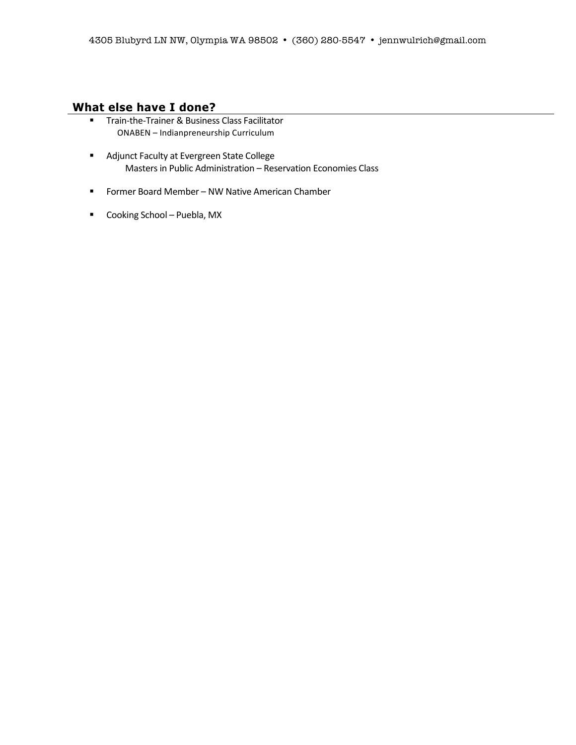4305 Blubyrd LN NW, Olympia WA 98502 • (360) 280-5547 • jennwulrich@gmail.com

## What else have I done?

- Train-the-Trainer & Business Class Facilitator
  ONABEN – Indianpreneurship Curriculum
- Adjunct Faculty at Evergreen State College
  Masters in Public Administration – Reservation Economies Class
- Former Board Member – NW Native American Chamber
- Cooking School – Puebla, MX